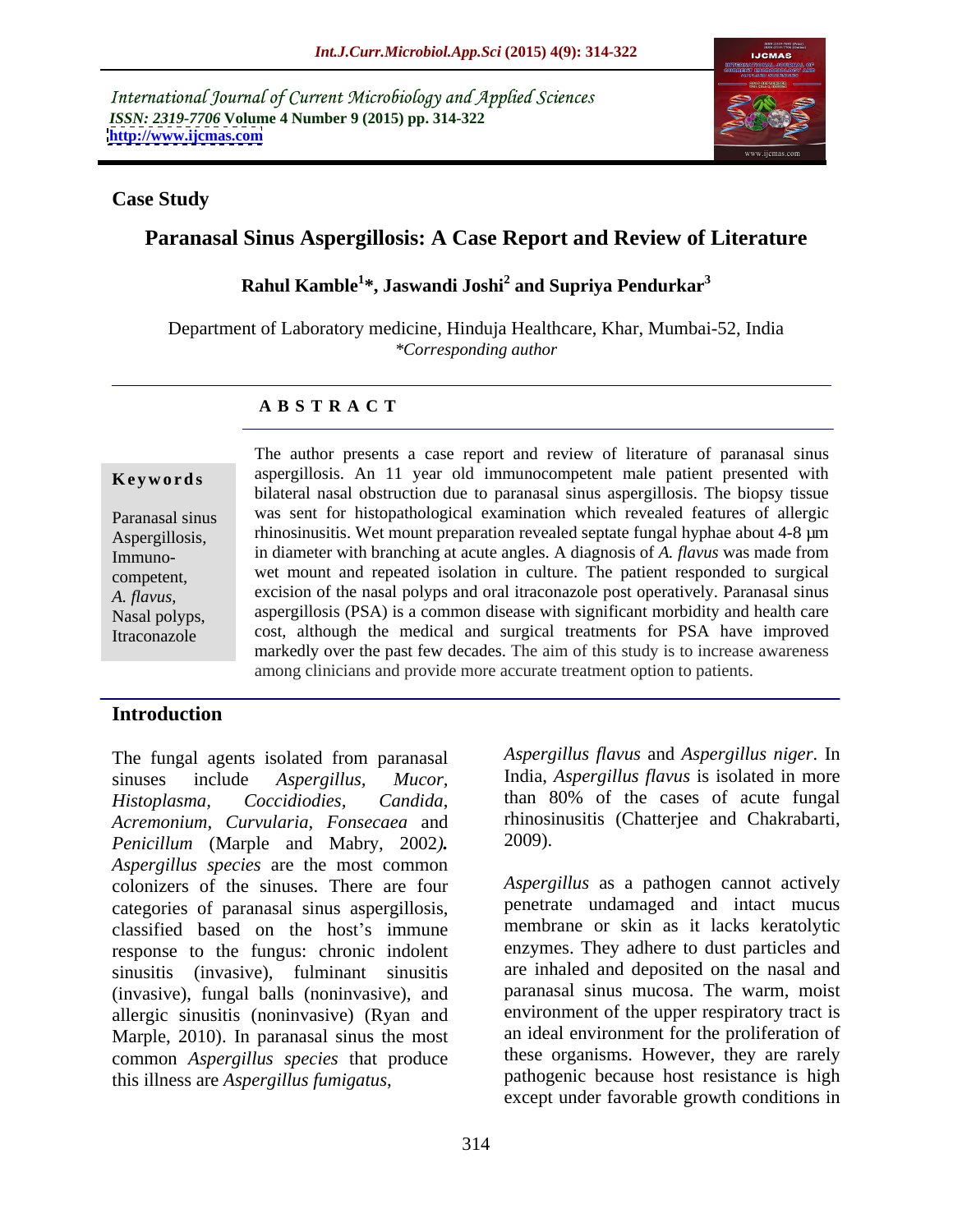International Journal of Current Microbiology and Applied Sciences
*ISSN: 2319-7706* **Volume 4 Number 9 (2015) pp. 314-322**
**http://www.ijcmas.com**

**Case Study**

# Paranasal Sinus Aspergillosis: A Case Report and Review of Literature

**Rahul Kamble[1]*, Jaswandi Joshi[2] and Supriya Pendurkar[3]**

Department of Laboratory medicine, Hinduja Healthcare, Khar, Mumbai-52, India
*\*Corresponding author*

## ABSTRACT

**Keywords**

Paranasal sinus Aspergillosis, Immuno-competent, *A. flavus*, Nasal polyps, Itraconazole

The author presents a case report and review of literature of paranasal sinus aspergillosis. An 11 year old immunocompetent male patient presented with bilateral nasal obstruction due to paranasal sinus aspergillosis. The biopsy tissue was sent for histopathological examination which revealed features of allergic rhinosinusitis. Wet mount preparation revealed septate fungal hyphae about 4-8 µm in diameter with branching at acute angles. A diagnosis of *A. flavus* was made from wet mount and repeated isolation in culture. The patient responded to surgical excision of the nasal polyps and oral itraconazole post operatively. Paranasal sinus aspergillosis (PSA) is a common disease with significant morbidity and health care cost, although the medical and surgical treatments for PSA have improved markedly over the past few decades. The aim of this study is to increase awareness among clinicians and provide more accurate treatment option to patients.

## Introduction

The fungal agents isolated from paranasal sinuses include *Aspergillus, Mucor, Histoplasma, Coccidiodies, Candida, Acremonium, Curvularia, Fonsecaea* and *Penicillum* (Marple and Mabry, 2002). *Aspergillus species* are the most common colonizers of the sinuses. There are four categories of paranasal sinus aspergillosis, classified based on the host's immune response to the fungus: chronic indolent sinusitis (invasive), fulminant sinusitis (invasive), fungal balls (noninvasive), and allergic sinusitis (noninvasive) (Ryan and Marple, 2010). In paranasal sinus the most common *Aspergillus species* that produce this illness are *Aspergillus fumigatus*, *Aspergillus flavus* and *Aspergillus niger*. In India, *Aspergillus flavus* is isolated in more than 80% of the cases of acute fungal rhinosinusitis (Chatterjee and Chakrabarti, 2009).

*Aspergillus* as a pathogen cannot actively penetrate undamaged and intact mucus membrane or skin as it lacks keratolytic enzymes. They adhere to dust particles and are inhaled and deposited on the nasal and paranasal sinus mucosa. The warm, moist environment of the upper respiratory tract is an ideal environment for the proliferation of these organisms. However, they are rarely pathogenic because host resistance is high except under favorable growth conditions in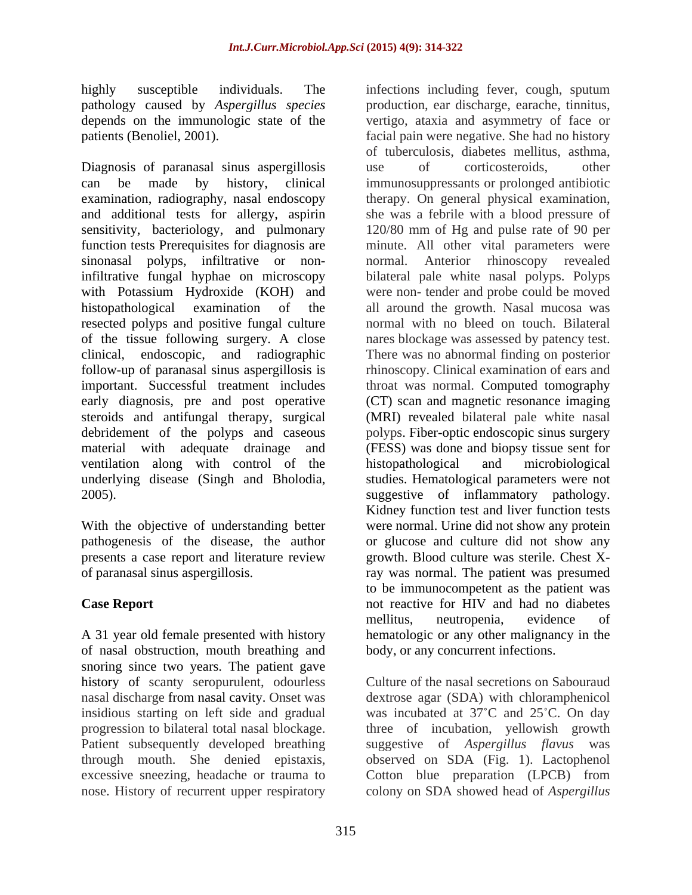highly susceptible individuals. The pathology caused by *Aspergillus species* depends on the immunologic state of the patients (Benoliel, 2001).

Diagnosis of paranasal sinus aspergillosis can be made by history, clinical examination, radiography, nasal endoscopy and additional tests for allergy, aspirin sensitivity, bacteriology, and pulmonary function tests Prerequisites for diagnosis are sinonasal polyps, infiltrative or non-infiltrative fungal hyphae on microscopy with Potassium Hydroxide (KOH) and histopathological examination of the resected polyps and positive fungal culture of the tissue following surgery. A close clinical, endoscopic, and radiographic follow-up of paranasal sinus aspergillosis is important. Successful treatment includes early diagnosis, pre and post operative steroids and antifungal therapy, surgical debridement of the polyps and caseous material with adequate drainage and ventilation along with control of the underlying disease (Singh and Bholodia, 2005).

With the objective of understanding better pathogenesis of the disease, the author presents a case report and literature review of paranasal sinus aspergillosis.

## Case Report

A 31 year old female presented with history of nasal obstruction, mouth breathing and snoring since two years. The patient gave history of scanty seropurulent, odourless nasal discharge from nasal cavity. Onset was insidious starting on left side and gradual progression to bilateral total nasal blockage. Patient subsequently developed breathing through mouth. She denied epistaxis, excessive sneezing, headache or trauma to nose. History of recurrent upper respiratory infections including fever, cough, sputum production, ear discharge, earache, tinnitus, vertigo, ataxia and asymmetry of face or facial pain were negative. She had no history of tuberculosis, diabetes mellitus, asthma, use of corticosteroids, other immunosuppressants or prolonged antibiotic therapy. On general physical examination, she was a febrile with a blood pressure of 120/80 mm of Hg and pulse rate of 90 per minute. All other vital parameters were normal. Anterior rhinoscopy revealed bilateral pale white nasal polyps. Polyps were non- tender and probe could be moved all around the growth. Nasal mucosa was normal with no bleed on touch. Bilateral nares blockage was assessed by patency test. There was no abnormal finding on posterior rhinoscopy. Clinical examination of ears and throat was normal. Computed tomography (CT) scan and magnetic resonance imaging (MRI) revealed bilateral pale white nasal polyps. Fiber-optic endoscopic sinus surgery (FESS) was done and biopsy tissue sent for histopathological and microbiological studies. Hematological parameters were not suggestive of inflammatory pathology. Kidney function test and liver function tests were normal. Urine did not show any protein or glucose and culture did not show any growth. Blood culture was sterile. Chest X-ray was normal. The patient was presumed to be immunocompetent as the patient was not reactive for HIV and had no diabetes mellitus, neutropenia, evidence of hematologic or any other malignancy in the body, or any concurrent infections.

Culture of the nasal secretions on Sabouraud dextrose agar (SDA) with chloramphenicol was incubated at 37˚C and 25˚C. On day three of incubation, yellowish growth suggestive of *Aspergillus flavus* was observed on SDA (Fig. 1). Lactophenol Cotton blue preparation (LPCB) from colony on SDA showed head of *Aspergillus*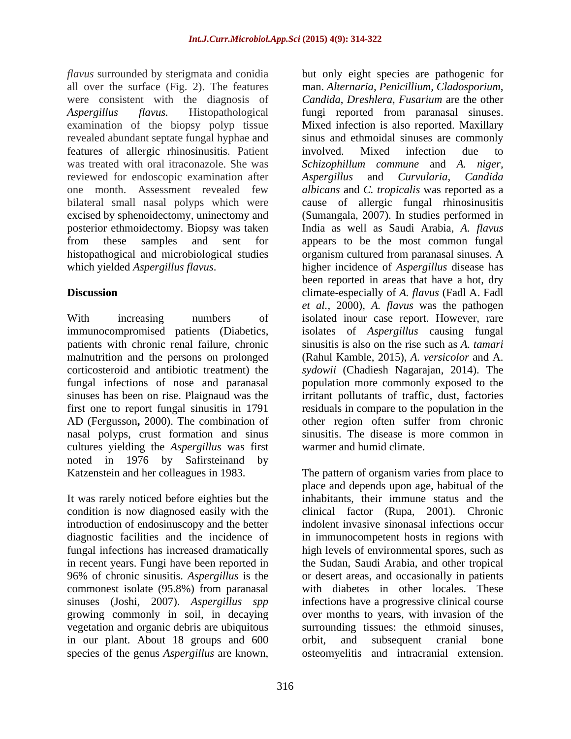*flavus* surrounded by sterigmata and conidia all over the surface (Fig. 2). The features were consistent with the diagnosis of *Aspergillus flavus.* Histopathological examination of the biopsy polyp tissue revealed abundant septate fungal hyphae and features of allergic rhinosinusitis. Patient was treated with oral itraconazole. She was reviewed for endoscopic examination after one month. Assessment revealed few bilateral small nasal polyps which were excised by sphenoidectomy, uninectomy and posterior ethmoidectomy. Biopsy was taken from these samples and sent for histopathogical and microbiological studies which yielded *Aspergillus flavus*.

## Discussion

With increasing numbers of immunocompromised patients (Diabetics, patients with chronic renal failure, chronic malnutrition and the persons on prolonged corticosteroid and antibiotic treatment) the fungal infections of nose and paranasal sinuses has been on rise. Plaignaud was the first one to report fungal sinusitis in 1791 AD (Fergusson**,** 2000). The combination of nasal polyps, crust formation and sinus cultures yielding the *Aspergillus* was first noted in 1976 by Safirsteinand by Katzenstein and her colleagues in 1983.

It was rarely noticed before eighties but the condition is now diagnosed easily with the introduction of endosinuscopy and the better diagnostic facilities and the incidence of fungal infections has increased dramatically in recent years. Fungi have been reported in 96% of chronic sinusitis. *Aspergillus* is the commonest isolate (95.8%) from paranasal sinuses (Joshi, 2007). *Aspergillus spp* growing commonly in soil, in decaying vegetation and organic debris are ubiquitous in our plant. About 18 groups and 600 species of the genus *Aspergillus* are known, but only eight species are pathogenic for man. *Alternaria, Penicillium, Cladosporium, Candida, Dreshlera, Fusarium* are the other fungi reported from paranasal sinuses. Mixed infection is also reported. Maxillary sinus and ethmoidal sinuses are commonly involved. Mixed infection due to *Schizophillum commune* and *A. niger*, *Aspergillus* and *Curvularia*, *Candida albicans* and *C. tropicalis* was reported as a cause of allergic fungal rhinosinusitis (Sumangala, 2007). In studies performed in India as well as Saudi Arabia, *A. flavus* appears to be the most common fungal organism cultured from paranasal sinuses. A higher incidence of *Aspergillus* disease has been reported in areas that have a hot, dry climate-especially of *A. flavus* (Fadl A. Fadl *et al.*, 2000), *A. flavus* was the pathogen isolated inour case report. However, rare isolates of *Aspergillus* causing fungal sinusitis is also on the rise such as *A. tamari* (Rahul Kamble, 2015), *A. versicolor* and A. *sydowii* (Chadiesh Nagarajan, 2014). The population more commonly exposed to the irritant pollutants of traffic, dust, factories residuals in compare to the population in the other region often suffer from chronic sinusitis. The disease is more common in warmer and humid climate.

The pattern of organism varies from place to place and depends upon age, habitual of the inhabitants, their immune status and the clinical factor (Rupa, 2001). Chronic indolent invasive sinonasal infections occur in immunocompetent hosts in regions with high levels of environmental spores, such as the Sudan, Saudi Arabia, and other tropical or desert areas, and occasionally in patients with diabetes in other locales. These infections have a progressive clinical course over months to years, with invasion of the surrounding tissues: the ethmoid sinuses, orbit, and subsequent cranial bone osteomyelitis and intracranial extension.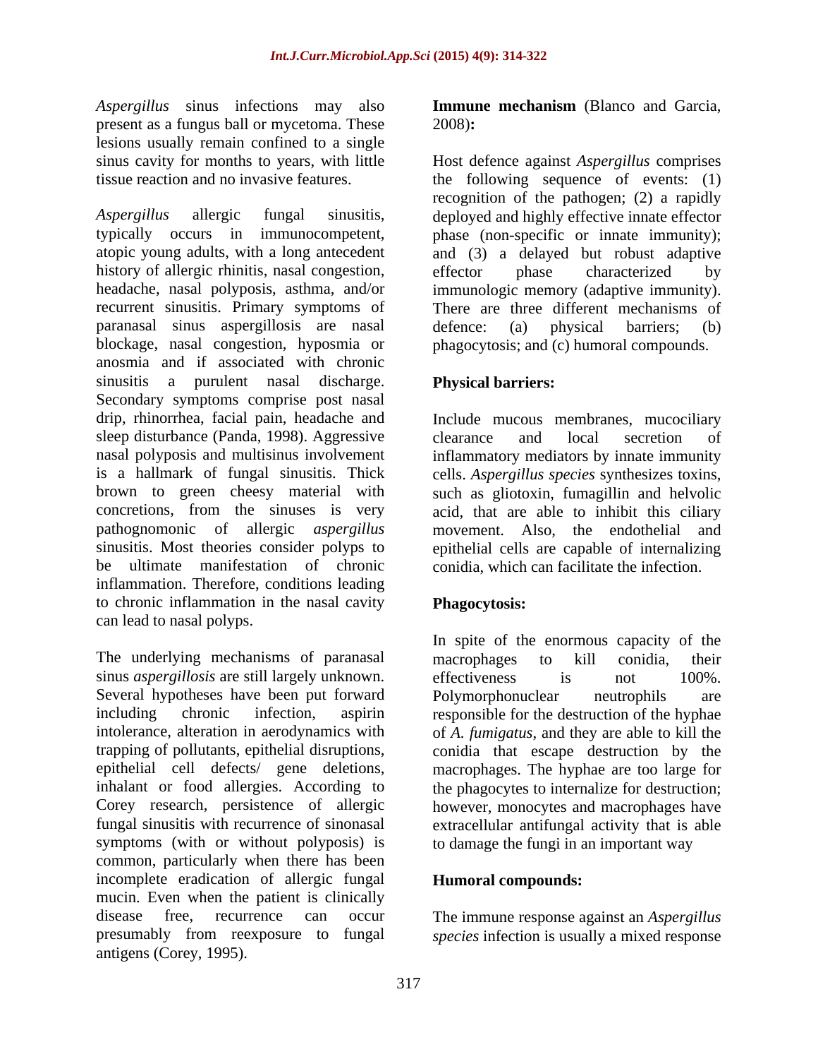*Aspergillus* sinus infections may also present as a fungus ball or mycetoma. These lesions usually remain confined to a single sinus cavity for months to years, with little tissue reaction and no invasive features.

*Aspergillus* allergic fungal sinusitis, typically occurs in immunocompetent, atopic young adults, with a long antecedent history of allergic rhinitis, nasal congestion, headache, nasal polyposis, asthma, and/or recurrent sinusitis. Primary symptoms of paranasal sinus aspergillosis are nasal blockage, nasal congestion, hyposmia or anosmia and if associated with chronic sinusitis a purulent nasal discharge. Secondary symptoms comprise post nasal drip, rhinorrhea, facial pain, headache and sleep disturbance (Panda, 1998). Aggressive nasal polyposis and multisinus involvement is a hallmark of fungal sinusitis. Thick brown to green cheesy material with concretions, from the sinuses is very pathognomonic of allergic *aspergillus* sinusitis. Most theories consider polyps to be ultimate manifestation of chronic inflammation. Therefore, conditions leading to chronic inflammation in the nasal cavity can lead to nasal polyps.

The underlying mechanisms of paranasal sinus *aspergillosis* are still largely unknown. Several hypotheses have been put forward including chronic infection, aspirin intolerance, alteration in aerodynamics with trapping of pollutants, epithelial disruptions, epithelial cell defects/ gene deletions, inhalant or food allergies. According to Corey research, persistence of allergic fungal sinusitis with recurrence of sinonasal symptoms (with or without polyposis) is common, particularly when there has been incomplete eradication of allergic fungal mucin. Even when the patient is clinically disease free, recurrence can occur presumably from reexposure to fungal antigens (Corey, 1995).

**Immune mechanism** (Blanco and Garcia, 2008)**:**

Host defence against *Aspergillus* comprises the following sequence of events: (1) recognition of the pathogen; (2) a rapidly deployed and highly effective innate effector phase (non-specific or innate immunity); and (3) a delayed but robust adaptive effector phase characterized by immunologic memory (adaptive immunity). There are three different mechanisms of defence: (a) physical barriers; (b) phagocytosis; and (c) humoral compounds.

**Physical barriers:**

Include mucous membranes, mucociliary clearance and local secretion of inflammatory mediators by innate immunity cells. *Aspergillus species* synthesizes toxins, such as gliotoxin, fumagillin and helvolic acid, that are able to inhibit this ciliary movement. Also, the endothelial and epithelial cells are capable of internalizing conidia, which can facilitate the infection.

**Phagocytosis:**

In spite of the enormous capacity of the macrophages to kill conidia, their effectiveness is not 100%. Polymorphonuclear neutrophils are responsible for the destruction of the hyphae of *A. fumigatus*, and they are able to kill the conidia that escape destruction by the macrophages. The hyphae are too large for the phagocytes to internalize for destruction; however, monocytes and macrophages have extracellular antifungal activity that is able to damage the fungi in an important way

**Humoral compounds:**

The immune response against an *Aspergillus species* infection is usually a mixed response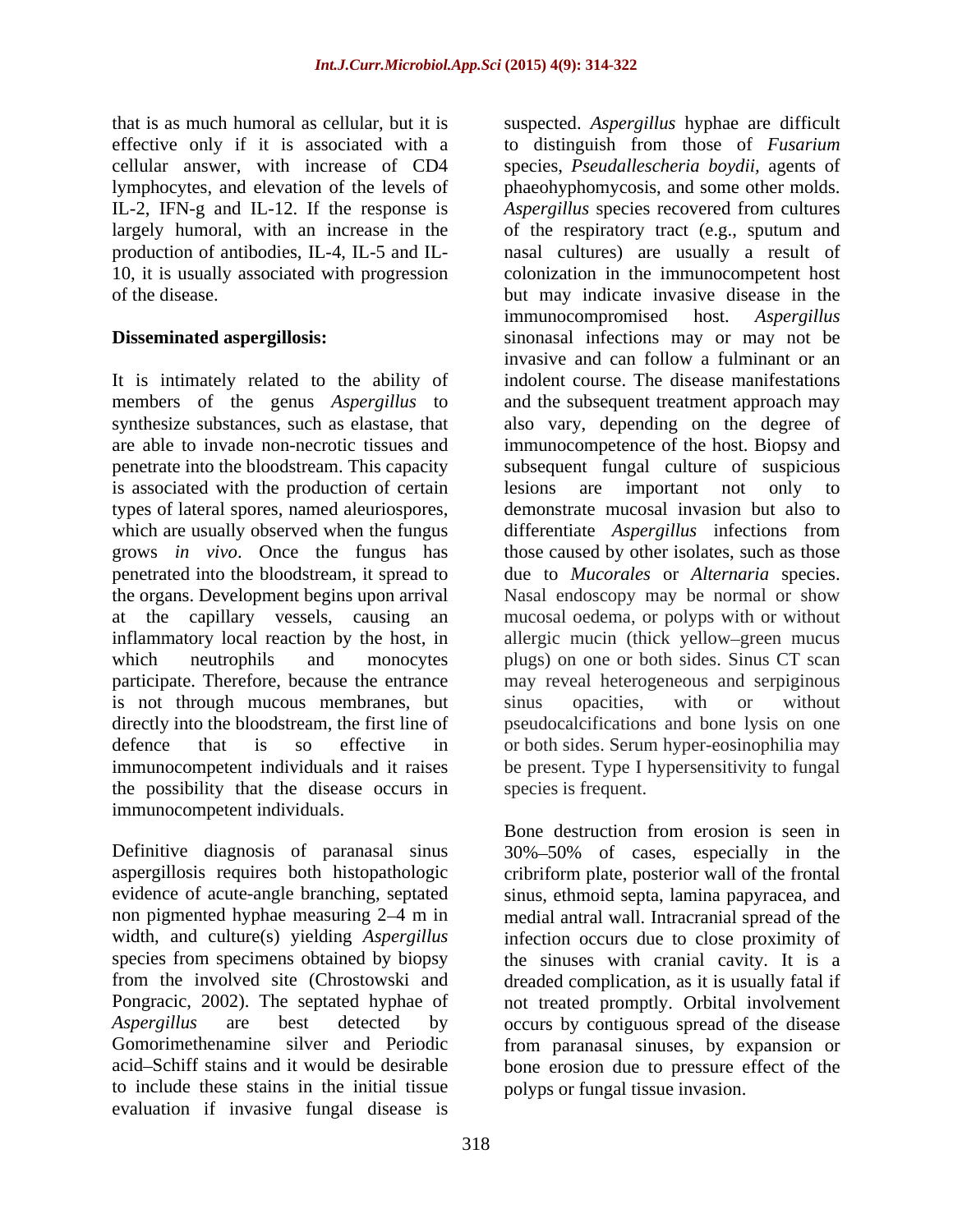that is as much humoral as cellular, but it is effective only if it is associated with a cellular answer, with increase of CD4 lymphocytes, and elevation of the levels of IL-2, IFN-g and IL-12. If the response is largely humoral, with an increase in the production of antibodies, IL-4, IL-5 and IL-10, it is usually associated with progression of the disease.

**Disseminated aspergillosis:**

It is intimately related to the ability of members of the genus *Aspergillus* to synthesize substances, such as elastase, that are able to invade non-necrotic tissues and penetrate into the bloodstream. This capacity is associated with the production of certain types of lateral spores, named aleuriospores, which are usually observed when the fungus grows *in vivo*. Once the fungus has penetrated into the bloodstream, it spread to the organs. Development begins upon arrival at the capillary vessels, causing an inflammatory local reaction by the host, in which neutrophils and monocytes participate. Therefore, because the entrance is not through mucous membranes, but directly into the bloodstream, the first line of defence that is so effective in immunocompetent individuals and it raises the possibility that the disease occurs in immunocompetent individuals.

Definitive diagnosis of paranasal sinus aspergillosis requires both histopathologic evidence of acute-angle branching, septated non pigmented hyphae measuring 2–4 m in width, and culture(s) yielding *Aspergillus* species from specimens obtained by biopsy from the involved site (Chrostowski and Pongracic, 2002). The septated hyphae of *Aspergillus* are best detected by Gomorimethenamine silver and Periodic acid–Schiff stains and it would be desirable to include these stains in the initial tissue evaluation if invasive fungal disease is suspected. *Aspergillus* hyphae are difficult to distinguish from those of *Fusarium* species, *Pseudallescheria boydii*, agents of phaeohyphomycosis, and some other molds. *Aspergillus* species recovered from cultures of the respiratory tract (e.g., sputum and nasal cultures) are usually a result of colonization in the immunocompetent host but may indicate invasive disease in the immunocompromised host. *Aspergillus* sinonasal infections may or may not be invasive and can follow a fulminant or an indolent course. The disease manifestations and the subsequent treatment approach may also vary, depending on the degree of immunocompetence of the host. Biopsy and subsequent fungal culture of suspicious lesions are important not only to demonstrate mucosal invasion but also to differentiate *Aspergillus* infections from those caused by other isolates, such as those due to *Mucorales* or *Alternaria* species. Nasal endoscopy may be normal or show mucosal oedema, or polyps with or without allergic mucin (thick yellow–green mucus plugs) on one or both sides. Sinus CT scan may reveal heterogeneous and serpiginous sinus opacities, with or without pseudocalcifications and bone lysis on one or both sides. Serum hyper-eosinophilia may be present. Type I hypersensitivity to fungal species is frequent.

Bone destruction from erosion is seen in 30%–50% of cases, especially in the cribriform plate, posterior wall of the frontal sinus, ethmoid septa, lamina papyracea, and medial antral wall. Intracranial spread of the infection occurs due to close proximity of the sinuses with cranial cavity. It is a dreaded complication, as it is usually fatal if not treated promptly. Orbital involvement occurs by contiguous spread of the disease from paranasal sinuses, by expansion or bone erosion due to pressure effect of the polyps or fungal tissue invasion.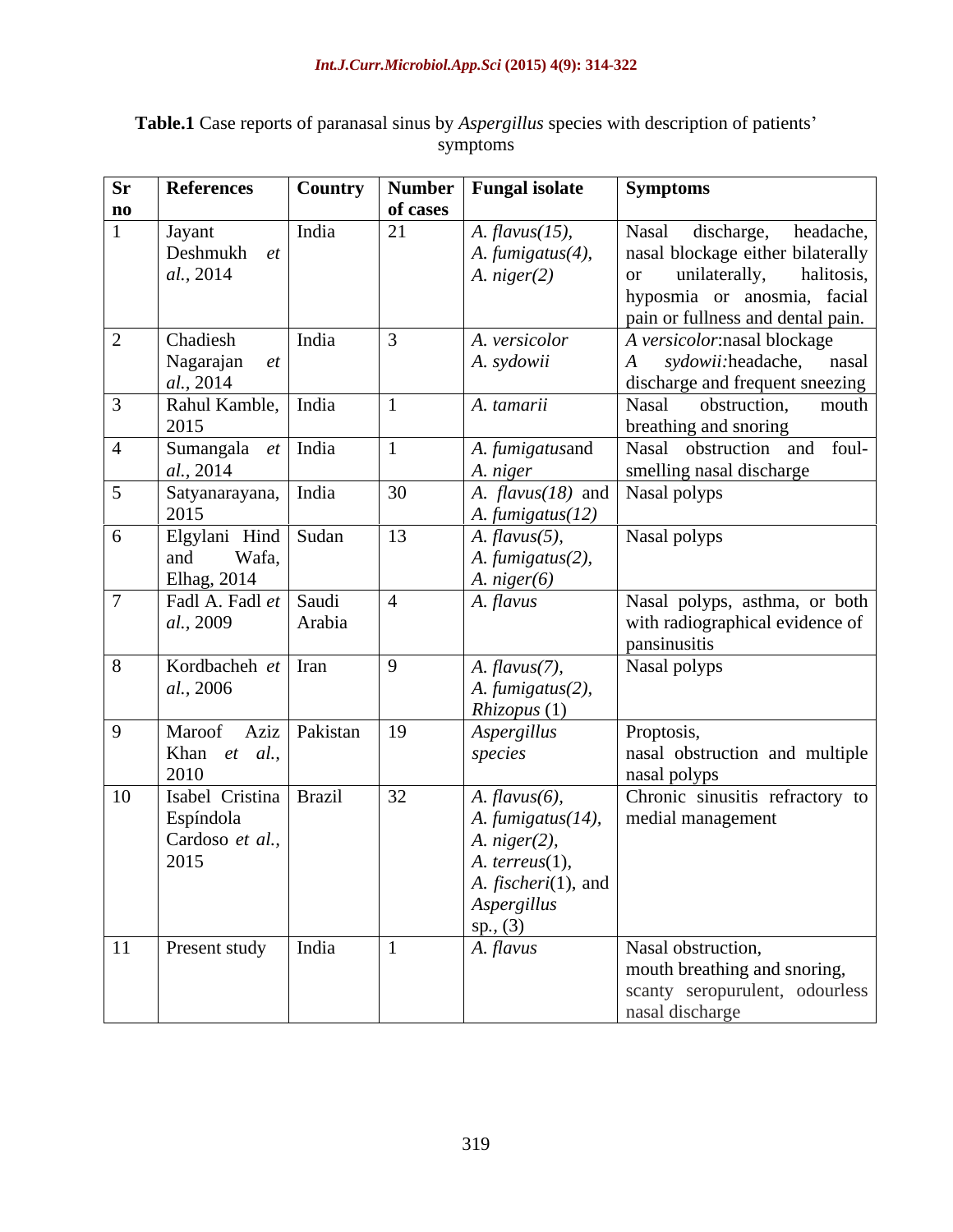**Table.1** Case reports of paranasal sinus by *Aspergillus* species with description of patients' symptoms

| Sr no | References | Country | Number of cases | Fungal isolate | Symptoms |
|---|---|---|---|---|---|
| 1 | Jayant Deshmukh *et al.*, 2014 | India | 21 | *A. flavus(15), A. fumigatus(4), A. niger(2)* | Nasal discharge, headache, nasal blockage either bilaterally or unilaterally, halitosis, hyposmia or anosmia, facial pain or fullness and dental pain. |
| 2 | Chadiesh Nagarajan *et al.*, 2014 | India | 3 | *A. versicolor A. sydowii* | *A versicolor*:nasal blockage *A sydowii:*headache, nasal discharge and frequent sneezing |
| 3 | Rahul Kamble, 2015 | India | 1 | *A. tamarii* | Nasal obstruction, mouth breathing and snoring |
| 4 | Sumangala *et al.*, 2014 | India | 1 | *A. fumigatus*and *A. niger* | Nasal obstruction and foul-smelling nasal discharge |
| 5 | Satyanarayana, 2015 | India | 30 | *A. flavus(18)* and *A. fumigatus(12)* | Nasal polyps |
| 6 | Elgylani Hind and Wafa, Elhag, 2014 | Sudan | 13 | *A. flavus(5), A. fumigatus(2), A. niger(6)* | Nasal polyps |
| 7 | Fadl A. Fadl *et al.*, 2009 | Saudi Arabia | 4 | *A. flavus* | Nasal polyps, asthma, or both with radiographical evidence of pansinusitis |
| 8 | Kordbacheh *et al.*, 2006 | Iran | 9 | *A. flavus(7), A. fumigatus(2), Rhizopus* (1) | Nasal polyps |
| 9 | Maroof Aziz Khan *et al.*, 2010 | Pakistan | 19 | *Aspergillus species* | Proptosis, nasal obstruction and multiple nasal polyps |
| 10 | Isabel Cristina Espíndola Cardoso *et al.*, 2015 | Brazil | 32 | *A. flavus(6), A. fumigatus(14), A. niger(2), A. terreus*(1), *A. fischeri*(1), and *Aspergillus* sp., (3) | Chronic sinusitis refractory to medial management |
| 11 | Present study | India | 1 | *A. flavus* | Nasal obstruction, mouth breathing and snoring, scanty seropurulent, odourless nasal discharge |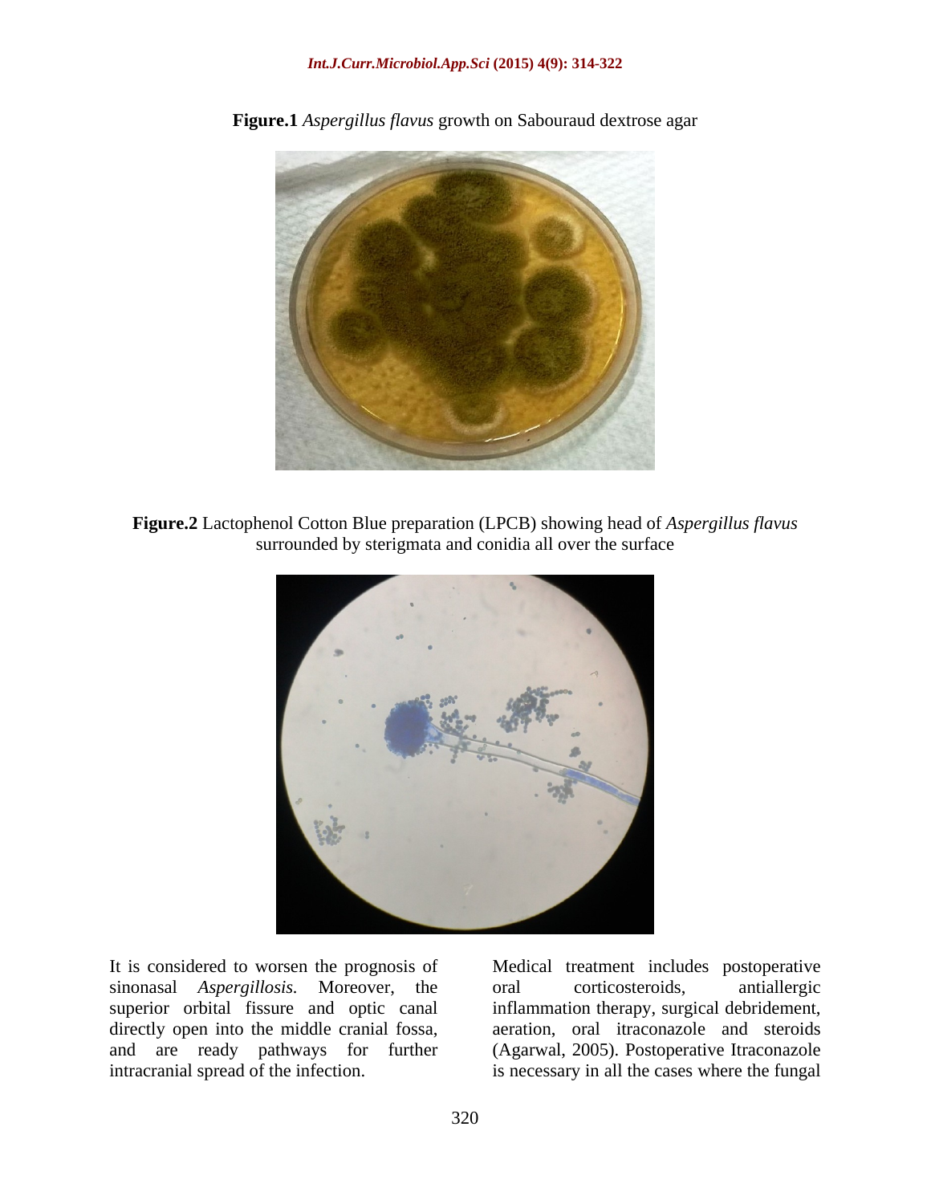**Figure.1** *Aspergillus flavus* growth on Sabouraud dextrose agar

**Figure.2** Lactophenol Cotton Blue preparation (LPCB) showing head of *Aspergillus flavus* surrounded by sterigmata and conidia all over the surface

It is considered to worsen the prognosis of sinonasal *Aspergillosis.* Moreover, the superior orbital fissure and optic canal directly open into the middle cranial fossa, and are ready pathways for further intracranial spread of the infection.

Medical treatment includes postoperative oral corticosteroids, antiallergic inflammation therapy, surgical debridement, aeration, oral itraconazole and steroids (Agarwal, 2005). Postoperative Itraconazole is necessary in all the cases where the fungal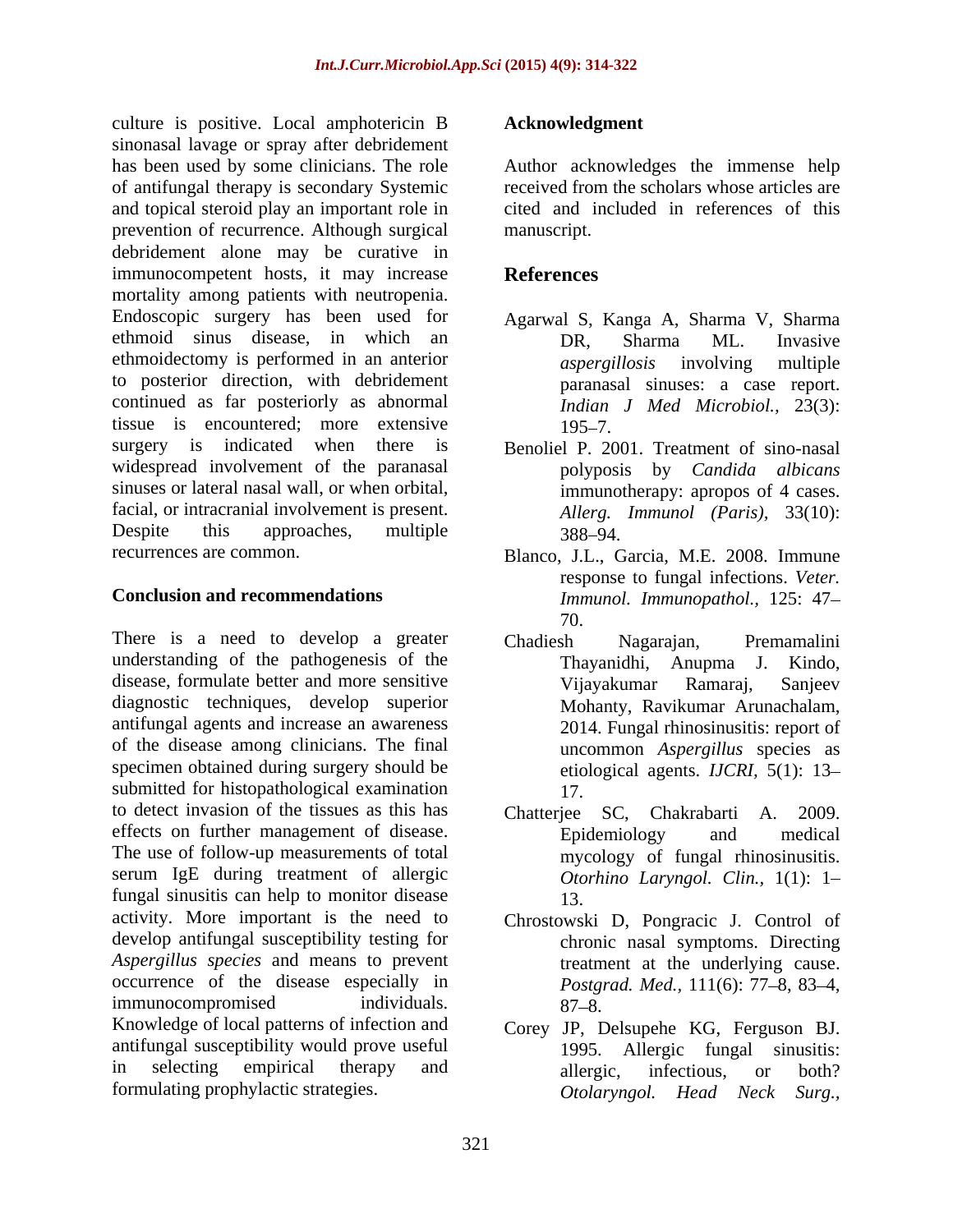culture is positive. Local amphotericin B sinonasal lavage or spray after debridement has been used by some clinicians. The role of antifungal therapy is secondary Systemic and topical steroid play an important role in prevention of recurrence. Although surgical debridement alone may be curative in immunocompetent hosts, it may increase mortality among patients with neutropenia. Endoscopic surgery has been used for ethmoid sinus disease, in which an ethmoidectomy is performed in an anterior to posterior direction, with debridement continued as far posteriorly as abnormal tissue is encountered; more extensive surgery is indicated when there is widespread involvement of the paranasal sinuses or lateral nasal wall, or when orbital, facial, or intracranial involvement is present. Despite this approaches, multiple recurrences are common.

## Conclusion and recommendations

There is a need to develop a greater understanding of the pathogenesis of the disease, formulate better and more sensitive diagnostic techniques, develop superior antifungal agents and increase an awareness of the disease among clinicians. The final specimen obtained during surgery should be submitted for histopathological examination to detect invasion of the tissues as this has effects on further management of disease. The use of follow-up measurements of total serum IgE during treatment of allergic fungal sinusitis can help to monitor disease activity. More important is the need to develop antifungal susceptibility testing for *Aspergillus species* and means to prevent occurrence of the disease especially in immunocompromised individuals. Knowledge of local patterns of infection and antifungal susceptibility would prove useful in selecting empirical therapy and formulating prophylactic strategies.

## Acknowledgment

Author acknowledges the immense help received from the scholars whose articles are cited and included in references of this manuscript.

## References

Agarwal S, Kanga A, Sharma V, Sharma DR, Sharma ML. Invasive *aspergillosis* involving multiple paranasal sinuses: a case report. *Indian J Med Microbiol.,* 23(3): 195–7.

Benoliel P. 2001. Treatment of sino-nasal polyposis by *Candida albicans* immunotherapy: apropos of 4 cases. *Allerg. Immunol (Paris),* 33(10): 388–94.

Blanco, J.L., Garcia, M.E. 2008. Immune response to fungal infections. *Veter. Immunol. Immunopathol.,* 125: 47–70.

Chadiesh Nagarajan, Premamalini Thayanidhi, Anupma J. Kindo, Vijayakumar Ramaraj, Sanjeev Mohanty, Ravikumar Arunachalam, 2014. Fungal rhinosinusitis: report of uncommon *Aspergillus* species as etiological agents. *IJCRI,* 5(1): 13–17.

Chatterjee SC, Chakrabarti A. 2009. Epidemiology and medical mycology of fungal rhinosinusitis. *Otorhino Laryngol. Clin.,* 1(1): 1–13.

Chrostowski D, Pongracic J. Control of chronic nasal symptoms. Directing treatment at the underlying cause. *Postgrad. Med.,* 111(6): 77–8, 83–4, 87–8.

Corey JP, Delsupehe KG, Ferguson BJ. 1995. Allergic fungal sinusitis: allergic, infectious, or both? *Otolaryngol. Head Neck Surg.,*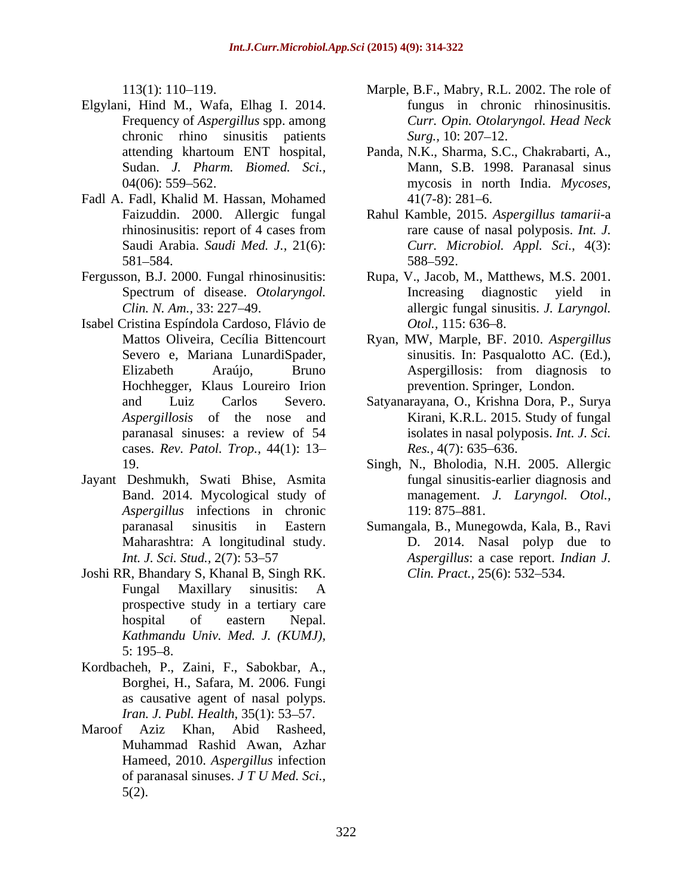113(1): 110–119.

Elgylani, Hind M., Wafa, Elhag I. 2014. Frequency of *Aspergillus* spp. among chronic rhino sinusitis patients attending khartoum ENT hospital, Sudan. *J. Pharm. Biomed. Sci.,* 04(06): 559–562.

Fadl A. Fadl, Khalid M. Hassan, Mohamed Faizuddin. 2000. Allergic fungal rhinosinusitis: report of 4 cases from Saudi Arabia. *Saudi Med. J.,* 21(6): 581–584.

Fergusson, B.J. 2000. Fungal rhinosinusitis: Spectrum of disease. *Otolaryngol. Clin. N. Am.,* 33: 227–49.

Isabel Cristina Espíndola Cardoso, Flávio de Mattos Oliveira, Cecília Bittencourt Severo e, Mariana LunardiSpader, Elizabeth Araújo, Bruno Hochhegger, Klaus Loureiro Irion and Luiz Carlos Severo. *Aspergillosis* of the nose and paranasal sinuses: a review of 54 cases. *Rev. Patol. Trop.,* 44(1): 13–19.

Jayant Deshmukh, Swati Bhise, Asmita Band. 2014. Mycological study of *Aspergillus* infections in chronic paranasal sinusitis in Eastern Maharashtra: A longitudinal study. *Int. J. Sci. Stud.,* 2(7): 53–57

Joshi RR, Bhandary S, Khanal B, Singh RK. Fungal Maxillary sinusitis: A prospective study in a tertiary care hospital of eastern Nepal. *Kathmandu Univ. Med. J. (KUMJ),* 5: 195–8.

Kordbacheh, P., Zaini, F., Sabokbar, A., Borghei, H., Safara, M. 2006. Fungi as causative agent of nasal polyps. *Iran. J. Publ. Health,* 35(1): 53–57.

Maroof Aziz Khan, Abid Rasheed, Muhammad Rashid Awan, Azhar Hameed, 2010. *Aspergillus* infection of paranasal sinuses. *J T U Med. Sci.,* 5(2).

Marple, B.F., Mabry, R.L. 2002. The role of fungus in chronic rhinosinusitis. *Curr. Opin. Otolaryngol. Head Neck Surg.,* 10: 207–12.

Panda, N.K., Sharma, S.C., Chakrabarti, A., Mann, S.B. 1998. Paranasal sinus mycosis in north India. *Mycoses,* 41(7-8): 281–6.

Rahul Kamble, 2015. *Aspergillus tamarii*-a rare cause of nasal polyposis. *Int. J. Curr. Microbiol. Appl. Sci.,* 4(3): 588–592.

Rupa, V., Jacob, M., Matthews, M.S. 2001. Increasing diagnostic yield in allergic fungal sinusitis. *J. Laryngol. Otol.,* 115: 636–8.

Ryan, MW, Marple, BF. 2010. *Aspergillus* sinusitis. In: Pasqualotto AC. (Ed.), Aspergillosis: from diagnosis to prevention. Springer, London.

Satyanarayana, O., Krishna Dora, P., Surya Kirani, K.R.L. 2015. Study of fungal isolates in nasal polyposis. *Int. J. Sci. Res.,* 4(7): 635–636.

Singh, N., Bholodia, N.H. 2005. Allergic fungal sinusitis-earlier diagnosis and management. *J. Laryngol. Otol.,* 119: 875–881.

Sumangala, B., Munegowda, Kala, B., Ravi D. 2014. Nasal polyp due to *Aspergillus*: a case report. *Indian J. Clin. Pract.,* 25(6): 532–534.